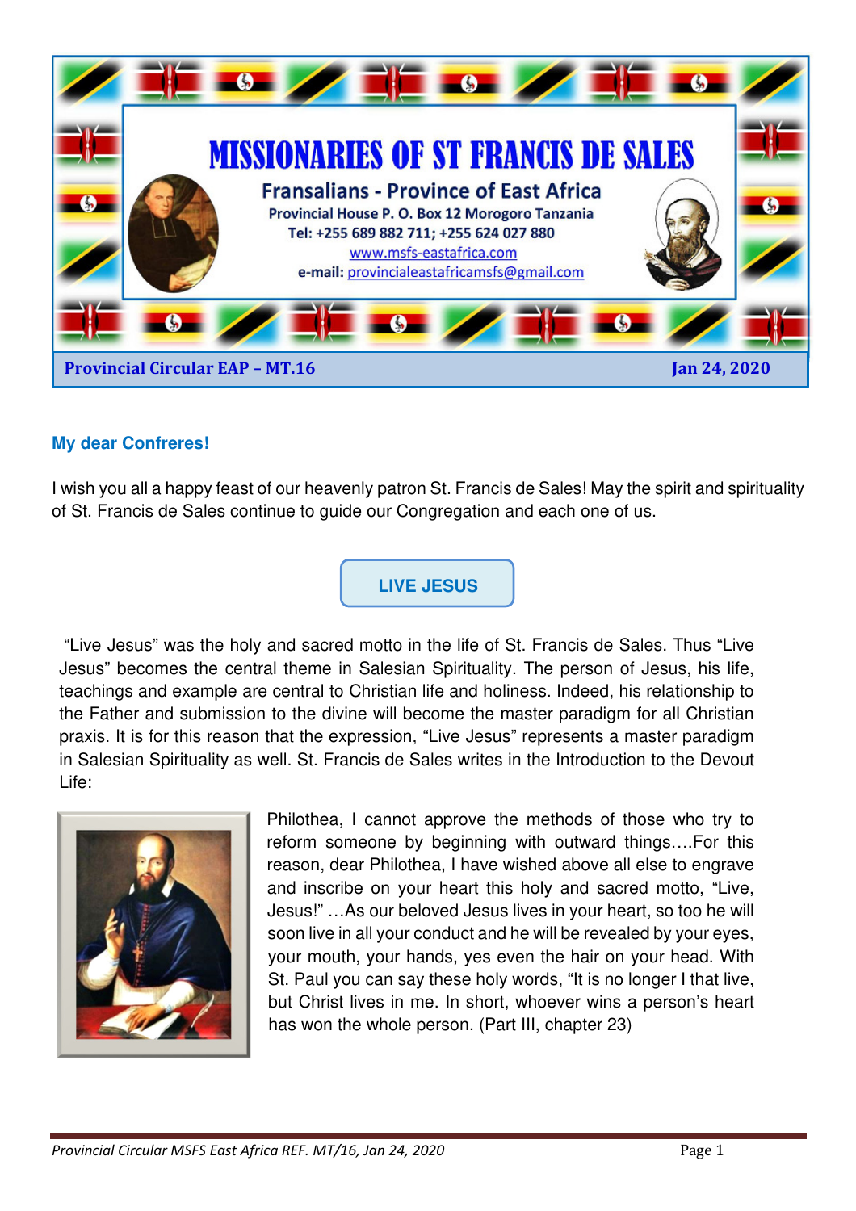# MISSIONARIES OF ST FRANCIS DE SALES

## Fransalians - Province of East Africa

**Provincial House P. O. Box 12 Morogoro Tanzania**
**Tel: +255 689 882 711; +255 624 027 880**
www.msfs-eastafrica.com
**e-mail:** provincialeastafricamsfs@gmail.com

**Provincial Circular EAP – MT.16** **Jan 24, 2020**

**My dear Confreres!**

I wish you all a happy feast of our heavenly patron St. Francis de Sales! May the spirit and spirituality of St. Francis de Sales continue to guide our Congregation and each one of us.

## LIVE JESUS

"Live Jesus" was the holy and sacred motto in the life of St. Francis de Sales. Thus "Live Jesus" becomes the central theme in Salesian Spirituality. The person of Jesus, his life, teachings and example are central to Christian life and holiness. Indeed, his relationship to the Father and submission to the divine will become the master paradigm for all Christian praxis. It is for this reason that the expression, "Live Jesus" represents a master paradigm in Salesian Spirituality as well. St. Francis de Sales writes in the Introduction to the Devout Life:

Philothea, I cannot approve the methods of those who try to reform someone by beginning with outward things….For this reason, dear Philothea, I have wished above all else to engrave and inscribe on your heart this holy and sacred motto, "Live, Jesus!" …As our beloved Jesus lives in your heart, so too he will soon live in all your conduct and he will be revealed by your eyes, your mouth, your hands, yes even the hair on your head. With St. Paul you can say these holy words, "It is no longer I that live, but Christ lives in me. In short, whoever wins a person's heart has won the whole person. (Part III, chapter 23)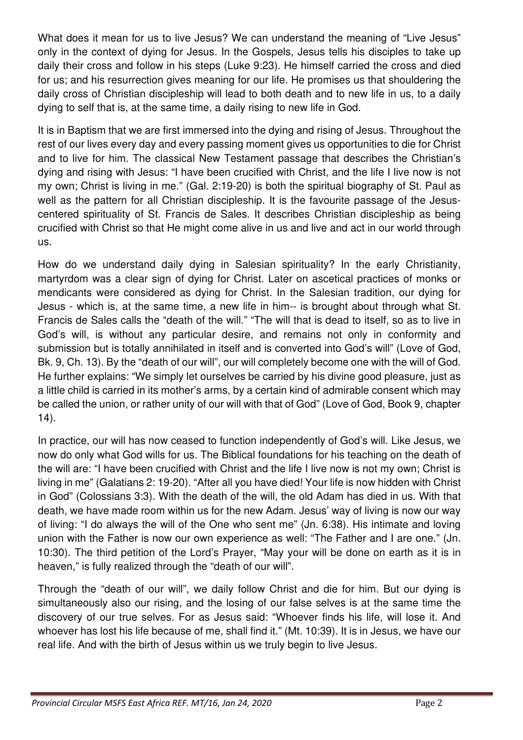What does it mean for us to live Jesus? We can understand the meaning of "Live Jesus" only in the context of dying for Jesus. In the Gospels, Jesus tells his disciples to take up daily their cross and follow in his steps (Luke 9:23). He himself carried the cross and died for us; and his resurrection gives meaning for our life. He promises us that shouldering the daily cross of Christian discipleship will lead to both death and to new life in us, to a daily dying to self that is, at the same time, a daily rising to new life in God.

It is in Baptism that we are first immersed into the dying and rising of Jesus. Throughout the rest of our lives every day and every passing moment gives us opportunities to die for Christ and to live for him. The classical New Testament passage that describes the Christian's dying and rising with Jesus: "I have been crucified with Christ, and the life I live now is not my own; Christ is living in me." (Gal. 2:19-20) is both the spiritual biography of St. Paul as well as the pattern for all Christian discipleship. It is the favourite passage of the Jesus-centered spirituality of St. Francis de Sales. It describes Christian discipleship as being crucified with Christ so that He might come alive in us and live and act in our world through us.

How do we understand daily dying in Salesian spirituality? In the early Christianity, martyrdom was a clear sign of dying for Christ. Later on ascetical practices of monks or mendicants were considered as dying for Christ. In the Salesian tradition, our dying for Jesus - which is, at the same time, a new life in him-- is brought about through what St. Francis de Sales calls the "death of the will." "The will that is dead to itself, so as to live in God's will, is without any particular desire, and remains not only in conformity and submission but is totally annihilated in itself and is converted into God's will" (Love of God, Bk. 9, Ch. 13). By the "death of our will", our will completely become one with the will of God. He further explains: "We simply let ourselves be carried by his divine good pleasure, just as a little child is carried in its mother's arms, by a certain kind of admirable consent which may be called the union, or rather unity of our will with that of God" (Love of God, Book 9, chapter 14).

In practice, our will has now ceased to function independently of God's will. Like Jesus, we now do only what God wills for us. The Biblical foundations for his teaching on the death of the will are: "I have been crucified with Christ and the life I live now is not my own; Christ is living in me" (Galatians 2: 19-20). "After all you have died! Your life is now hidden with Christ in God" (Colossians 3:3). With the death of the will, the old Adam has died in us. With that death, we have made room within us for the new Adam. Jesus' way of living is now our way of living: "I do always the will of the One who sent me" (Jn. 6:38). His intimate and loving union with the Father is now our own experience as well: "The Father and I are one." (Jn. 10:30). The third petition of the Lord's Prayer, "May your will be done on earth as it is in heaven," is fully realized through the "death of our will".

Through the "death of our will", we daily follow Christ and die for him. But our dying is simultaneously also our rising, and the losing of our false selves is at the same time the discovery of our true selves. For as Jesus said: "Whoever finds his life, will lose it. And whoever has lost his life because of me, shall find it." (Mt. 10:39). It is in Jesus, we have our real life. And with the birth of Jesus within us we truly begin to live Jesus.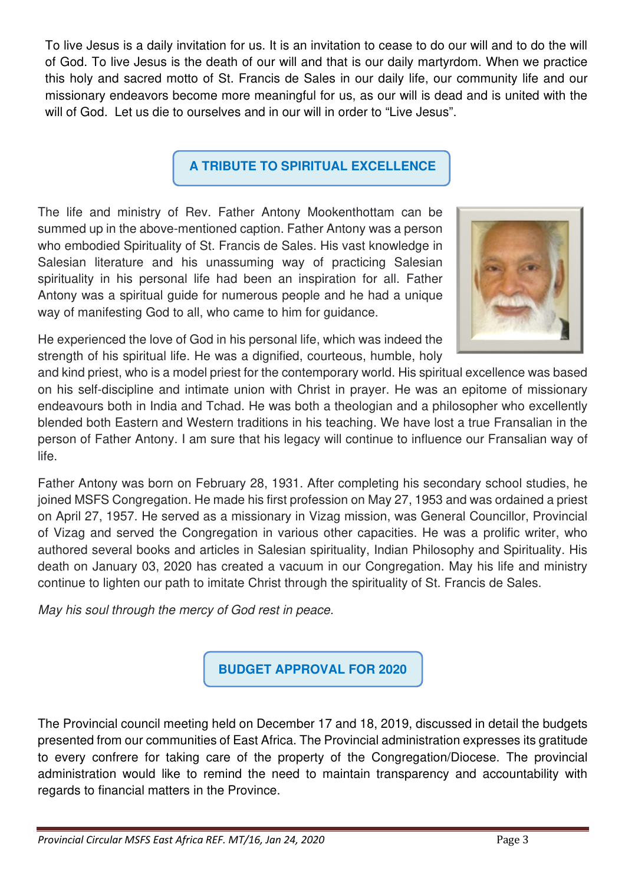To live Jesus is a daily invitation for us. It is an invitation to cease to do our will and to do the will of God. To live Jesus is the death of our will and that is our daily martyrdom. When we practice this holy and sacred motto of St. Francis de Sales in our daily life, our community life and our missionary endeavors become more meaningful for us, as our will is dead and is united with the will of God. Let us die to ourselves and in our will in order to "Live Jesus".

## A TRIBUTE TO SPIRITUAL EXCELLENCE

The life and ministry of Rev. Father Antony Mookenthottam can be summed up in the above-mentioned caption. Father Antony was a person who embodied Spirituality of St. Francis de Sales. His vast knowledge in Salesian literature and his unassuming way of practicing Salesian spirituality in his personal life had been an inspiration for all. Father Antony was a spiritual guide for numerous people and he had a unique way of manifesting God to all, who came to him for guidance.

He experienced the love of God in his personal life, which was indeed the strength of his spiritual life. He was a dignified, courteous, humble, holy and kind priest, who is a model priest for the contemporary world. His spiritual excellence was based on his self-discipline and intimate union with Christ in prayer. He was an epitome of missionary endeavours both in India and Tchad. He was both a theologian and a philosopher who excellently blended both Eastern and Western traditions in his teaching. We have lost a true Fransalian in the person of Father Antony. I am sure that his legacy will continue to influence our Fransalian way of life.

Father Antony was born on February 28, 1931. After completing his secondary school studies, he joined MSFS Congregation. He made his first profession on May 27, 1953 and was ordained a priest on April 27, 1957. He served as a missionary in Vizag mission, was General Councillor, Provincial of Vizag and served the Congregation in various other capacities. He was a prolific writer, who authored several books and articles in Salesian spirituality, Indian Philosophy and Spirituality. His death on January 03, 2020 has created a vacuum in our Congregation. May his life and ministry continue to lighten our path to imitate Christ through the spirituality of St. Francis de Sales.

*May his soul through the mercy of God rest in peace.*

## BUDGET APPROVAL FOR 2020

The Provincial council meeting held on December 17 and 18, 2019, discussed in detail the budgets presented from our communities of East Africa. The Provincial administration expresses its gratitude to every confrere for taking care of the property of the Congregation/Diocese. The provincial administration would like to remind the need to maintain transparency and accountability with regards to financial matters in the Province.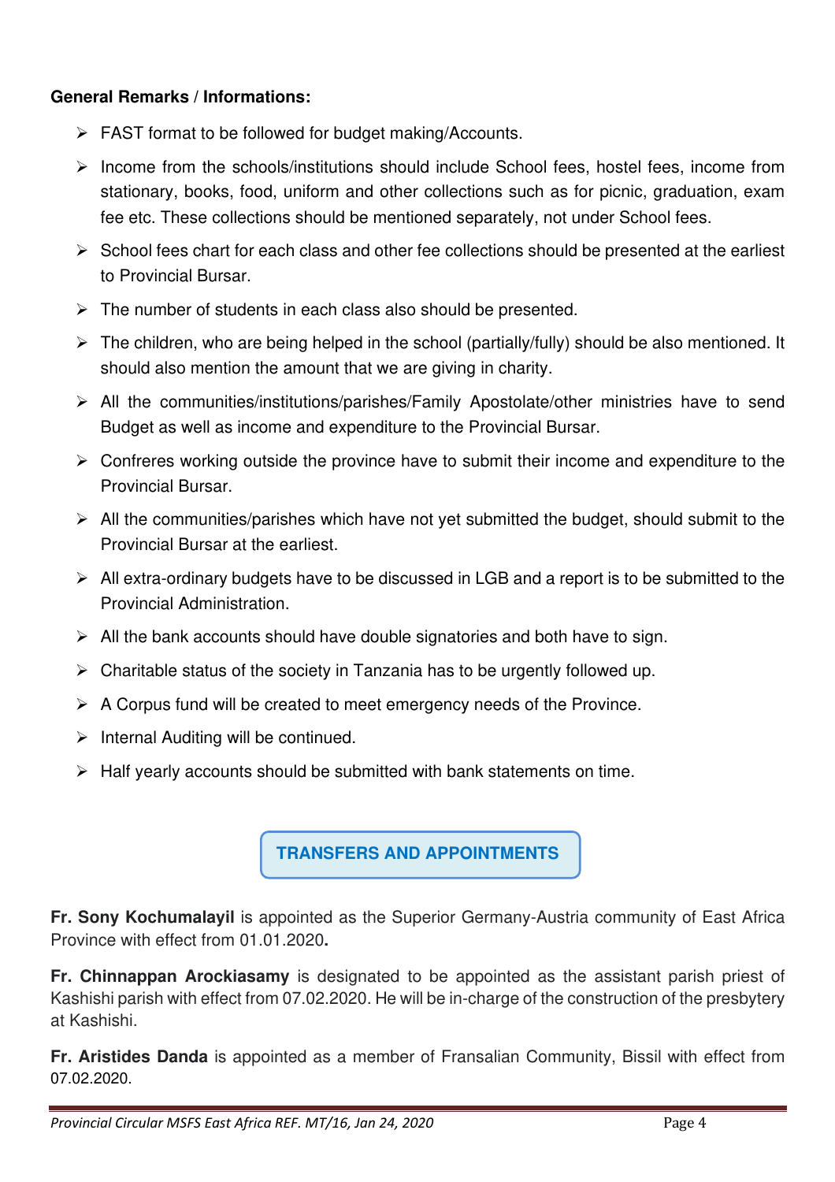**General Remarks / Informations:**

- FAST format to be followed for budget making/Accounts.
- Income from the schools/institutions should include School fees, hostel fees, income from stationary, books, food, uniform and other collections such as for picnic, graduation, exam fee etc. These collections should be mentioned separately, not under School fees.
- School fees chart for each class and other fee collections should be presented at the earliest to Provincial Bursar.
- The number of students in each class also should be presented.
- The children, who are being helped in the school (partially/fully) should be also mentioned. It should also mention the amount that we are giving in charity.
- All the communities/institutions/parishes/Family Apostolate/other ministries have to send Budget as well as income and expenditure to the Provincial Bursar.
- Confreres working outside the province have to submit their income and expenditure to the Provincial Bursar.
- All the communities/parishes which have not yet submitted the budget, should submit to the Provincial Bursar at the earliest.
- All extra-ordinary budgets have to be discussed in LGB and a report is to be submitted to the Provincial Administration.
- All the bank accounts should have double signatories and both have to sign.
- Charitable status of the society in Tanzania has to be urgently followed up.
- A Corpus fund will be created to meet emergency needs of the Province.
- Internal Auditing will be continued.
- Half yearly accounts should be submitted with bank statements on time.

## TRANSFERS AND APPOINTMENTS

**Fr. Sony Kochumalayil** is appointed as the Superior Germany-Austria community of East Africa Province with effect from 01.01.2020**.**

**Fr. Chinnappan Arockiasamy** is designated to be appointed as the assistant parish priest of Kashishi parish with effect from 07.02.2020. He will be in-charge of the construction of the presbytery at Kashishi.

**Fr. Aristides Danda** is appointed as a member of Fransalian Community, Bissil with effect from 07.02.2020.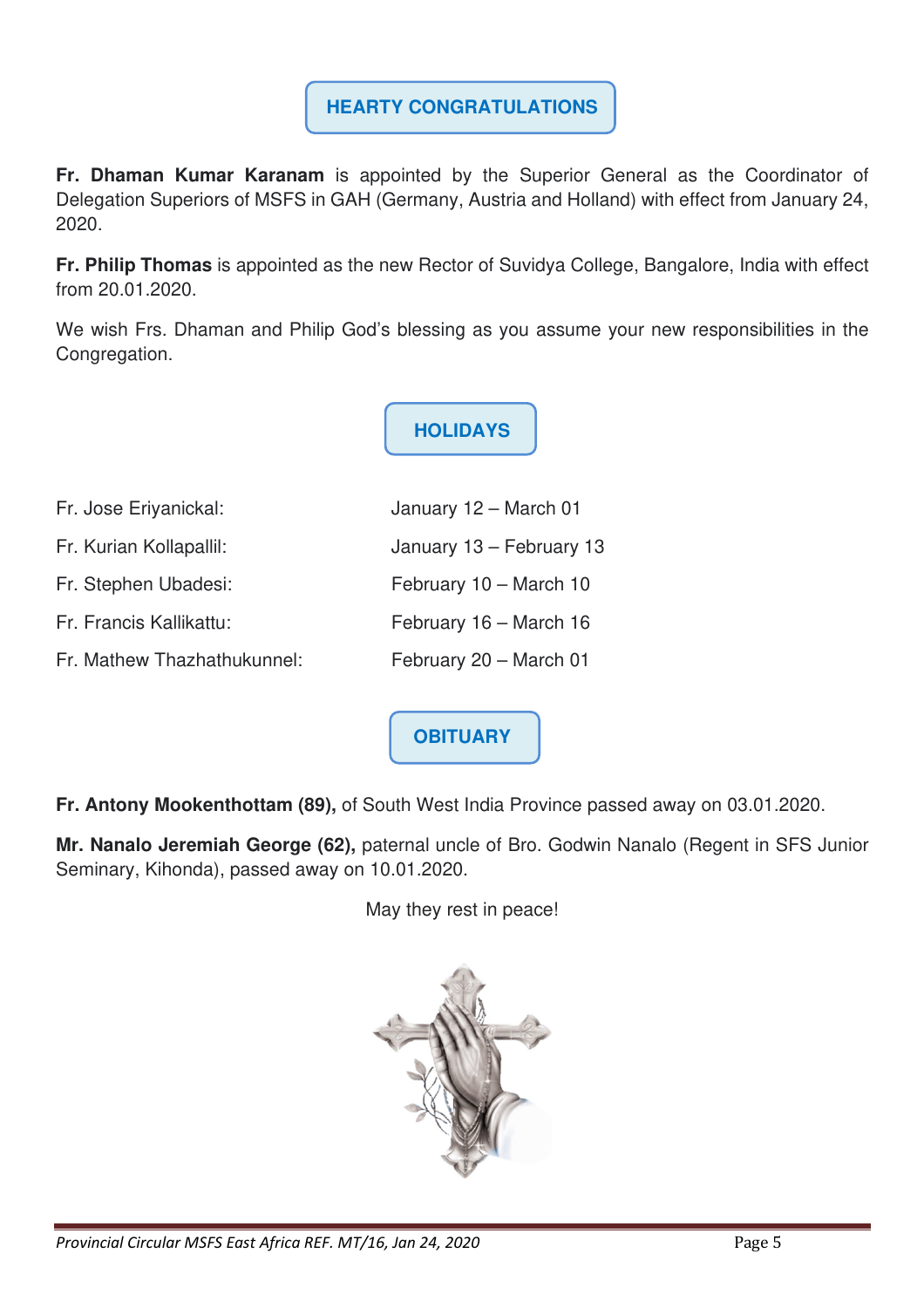## HEARTY CONGRATULATIONS

**Fr. Dhaman Kumar Karanam** is appointed by the Superior General as the Coordinator of Delegation Superiors of MSFS in GAH (Germany, Austria and Holland) with effect from January 24, 2020.

**Fr. Philip Thomas** is appointed as the new Rector of Suvidya College, Bangalore, India with effect from 20.01.2020.

We wish Frs. Dhaman and Philip God's blessing as you assume your new responsibilities in the Congregation.

## HOLIDAYS

| | |
|---|---|
| Fr. Jose Eriyanickal: | January 12 – March 01 |
| Fr. Kurian Kollapallil: | January 13 – February 13 |
| Fr. Stephen Ubadesi: | February 10 – March 10 |
| Fr. Francis Kallikattu: | February 16 – March 16 |
| Fr. Mathew Thazhathukunnel: | February 20 – March 01 |

## OBITUARY

**Fr. Antony Mookenthottam (89),** of South West India Province passed away on 03.01.2020.

**Mr. Nanalo Jeremiah George (62),** paternal uncle of Bro. Godwin Nanalo (Regent in SFS Junior Seminary, Kihonda), passed away on 10.01.2020.

May they rest in peace!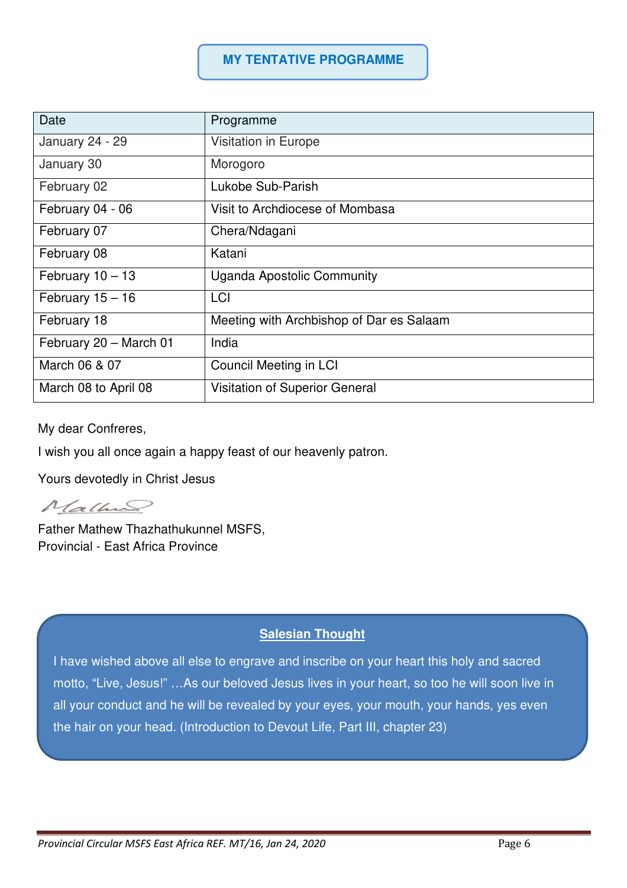## MY TENTATIVE PROGRAMME

| Date | Programme |
|---|---|
| January 24 - 29 | Visitation in Europe |
| January 30 | Morogoro |
| February 02 | Lukobe Sub-Parish |
| February 04 - 06 | Visit to Archdiocese of Mombasa |
| February 07 | Chera/Ndagani |
| February 08 | Katani |
| February 10 – 13 | Uganda Apostolic Community |
| February 15 – 16 | LCI |
| February 18 | Meeting with Archbishop of Dar es Salaam |
| February 20 – March 01 | India |
| March 06 & 07 | Council Meeting in LCI |
| March 08 to April 08 | Visitation of Superior General |

My dear Confreres,

I wish you all once again a happy feast of our heavenly patron.

Yours devotedly in Christ Jesus

Father Mathew Thazhathukunnel MSFS,
Provincial - East Africa Province

**Salesian Thought**

I have wished above all else to engrave and inscribe on your heart this holy and sacred motto, "Live, Jesus!" …As our beloved Jesus lives in your heart, so too he will soon live in all your conduct and he will be revealed by your eyes, your mouth, your hands, yes even the hair on your head. (Introduction to Devout Life, Part III, chapter 23)